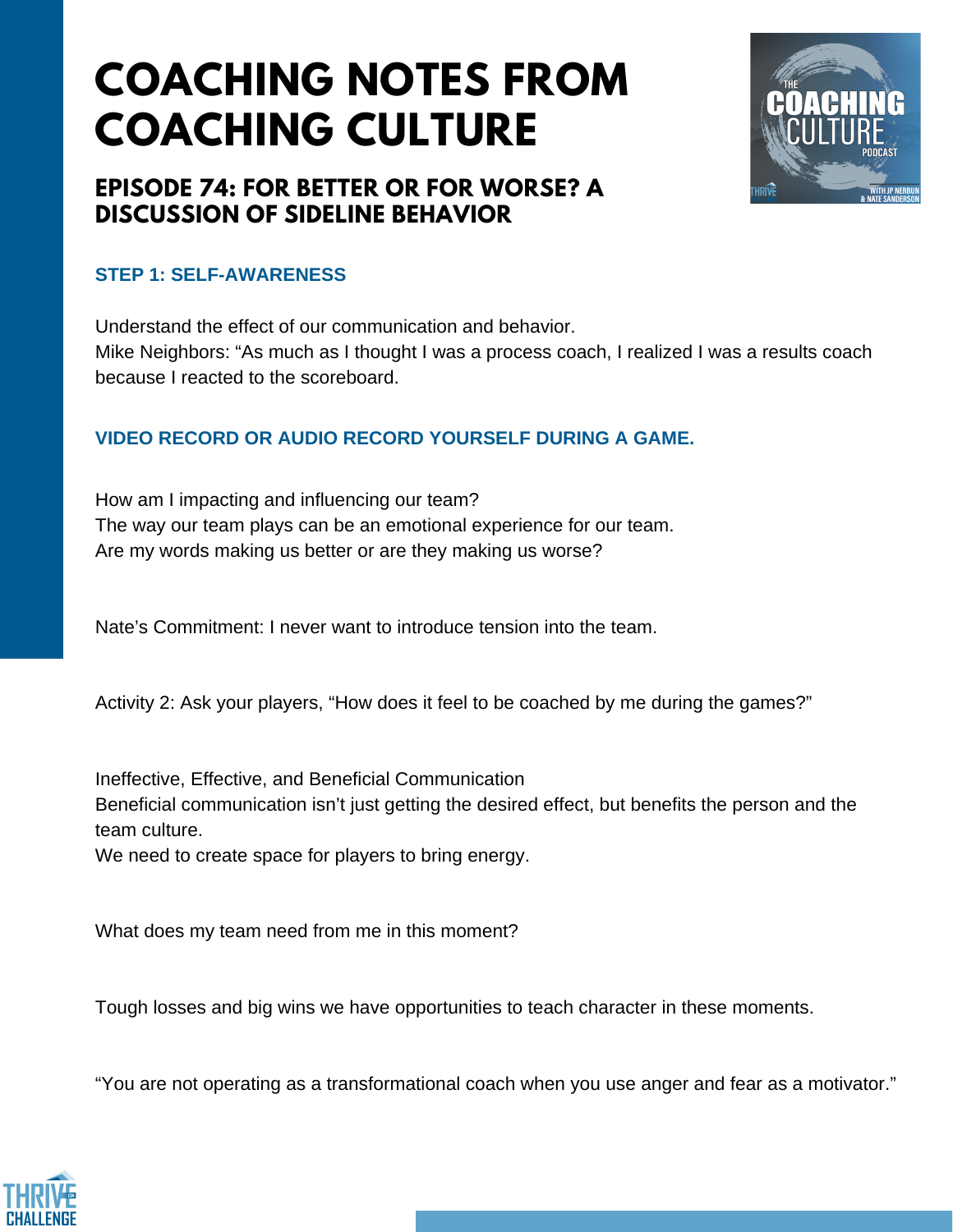# COACHING NOTES FROM COACHING CULTURE

## EPISODE 74: FOR BETTER OR FOR WORSE? A DISCUSSION OF SIDELINE BEHAVIOR

### STEP 1: SELF-AWARENESS

Understand the effect of our communication and behavior.
Mike Neighbors: "As much as I thought I was a process coach, I realized I was a results coach because I reacted to the scoreboard.

### VIDEO RECORD OR AUDIO RECORD YOURSELF DURING A GAME.

How am I impacting and influencing our team?
The way our team plays can be an emotional experience for our team.
Are my words making us better or are they making us worse?

Nate's Commitment: I never want to introduce tension into the team.

Activity 2: Ask your players, "How does it feel to be coached by me during the games?"

Ineffective, Effective, and Beneficial Communication
Beneficial communication isn't just getting the desired effect, but benefits the person and the team culture.
We need to create space for players to bring energy.

What does my team need from me in this moment?

Tough losses and big wins we have opportunities to teach character in these moments.

"You are not operating as a transformational coach when you use anger and fear as a motivator."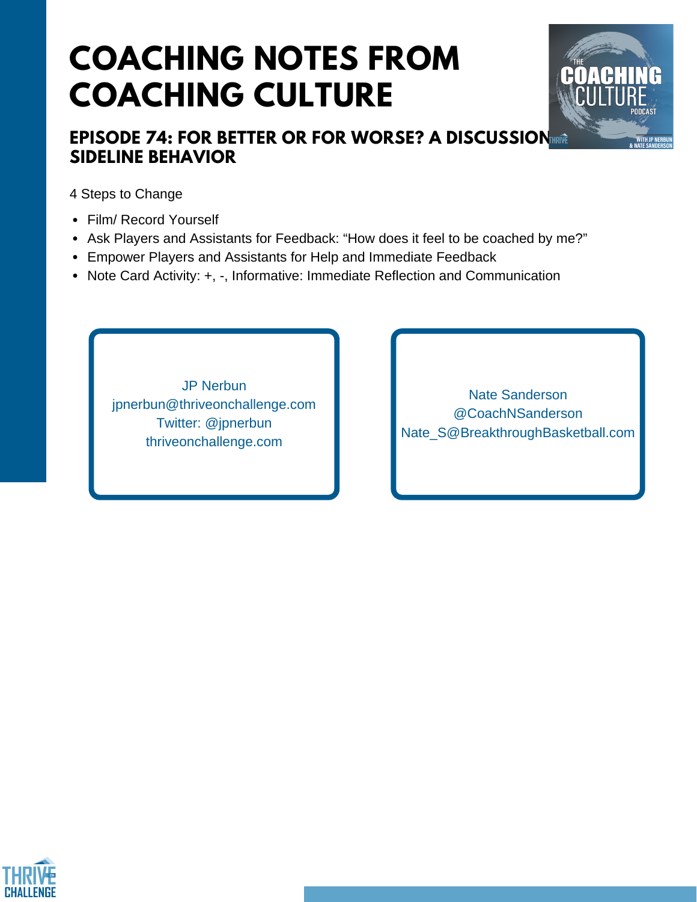# COACHING NOTES FROM COACHING CULTURE

## EPISODE 74: FOR BETTER OR FOR WORSE? A DISCUSSION SIDELINE BEHAVIOR

4 Steps to Change

- Film/ Record Yourself
- Ask Players and Assistants for Feedback: “How does it feel to be coached by me?”
- Empower Players and Assistants for Help and Immediate Feedback
- Note Card Activity: +, -, Informative: Immediate Reflection and Communication

JP Nerbun
jpnerbun@thriveonchallenge.com
Twitter: @jpnerbun
thriveonchallenge.com

Nate Sanderson
@CoachNSanderson
Nate_S@BreakthroughBasketball.com